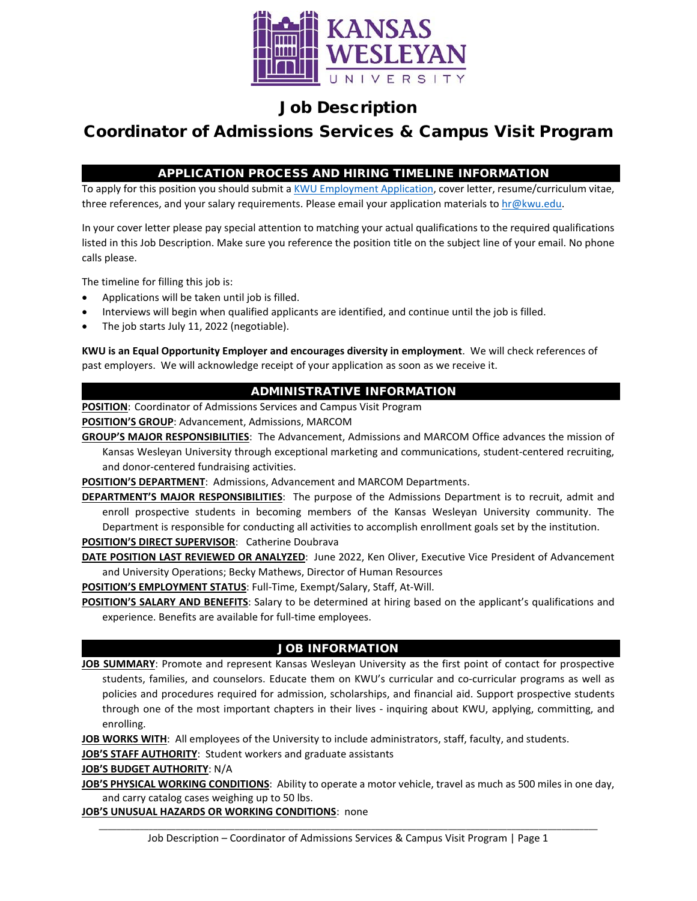# Job Description

# Coordinator of Admissions Services & Campus Visit Program

## APPLICATION PROCESS AND HIRING TIMELINE INFORMATION

To apply for this position you should submit a [KWU Employment Application](KWU Employment Application), cover letter, resume/curriculum vitae, three references, and your salary requirements. Please email your application materials to [hr@kwu.edu](mailto:hr@kwu.edu).

In your cover letter please pay special attention to matching your actual qualifications to the required qualifications listed in this Job Description. Make sure you reference the position title on the subject line of your email. No phone calls please.

The timeline for filling this job is:

- Applications will be taken until job is filled.
- Interviews will begin when qualified applicants are identified, and continue until the job is filled.
- The job starts July 11, 2022 (negotiable).

**KWU is an Equal Opportunity Employer and encourages diversity in employment**. We will check references of past employers. We will acknowledge receipt of your application as soon as we receive it.

## ADMINISTRATIVE INFORMATION

**POSITION**: Coordinator of Admissions Services and Campus Visit Program

**POSITION'S GROUP**: Advancement, Admissions, MARCOM

**GROUP'S MAJOR RESPONSIBILITIES**: The Advancement, Admissions and MARCOM Office advances the mission of Kansas Wesleyan University through exceptional marketing and communications, student-centered recruiting, and donor-centered fundraising activities.

**POSITION'S DEPARTMENT**: Admissions, Advancement and MARCOM Departments.

**DEPARTMENT'S MAJOR RESPONSIBILITIES**: The purpose of the Admissions Department is to recruit, admit and enroll prospective students in becoming members of the Kansas Wesleyan University community. The Department is responsible for conducting all activities to accomplish enrollment goals set by the institution.

**POSITION'S DIRECT SUPERVISOR**: Catherine Doubrava

**DATE POSITION LAST REVIEWED OR ANALYZED**: June 2022, Ken Oliver, Executive Vice President of Advancement and University Operations; Becky Mathews, Director of Human Resources

**POSITION'S EMPLOYMENT STATUS**: Full-Time, Exempt/Salary, Staff, At-Will.

**POSITION'S SALARY AND BENEFITS**: Salary to be determined at hiring based on the applicant's qualifications and experience. Benefits are available for full-time employees.

## JOB INFORMATION

**JOB SUMMARY**: Promote and represent Kansas Wesleyan University as the first point of contact for prospective students, families, and counselors. Educate them on KWU's curricular and co-curricular programs as well as policies and procedures required for admission, scholarships, and financial aid. Support prospective students through one of the most important chapters in their lives - inquiring about KWU, applying, committing, and enrolling.

**JOB WORKS WITH**: All employees of the University to include administrators, staff, faculty, and students.

**JOB'S STAFF AUTHORITY**: Student workers and graduate assistants

**JOB'S BUDGET AUTHORITY**: N/A

**JOB'S PHYSICAL WORKING CONDITIONS**: Ability to operate a motor vehicle, travel as much as 500 miles in one day, and carry catalog cases weighing up to 50 lbs.

**JOB'S UNUSUAL HAZARDS OR WORKING CONDITIONS**: none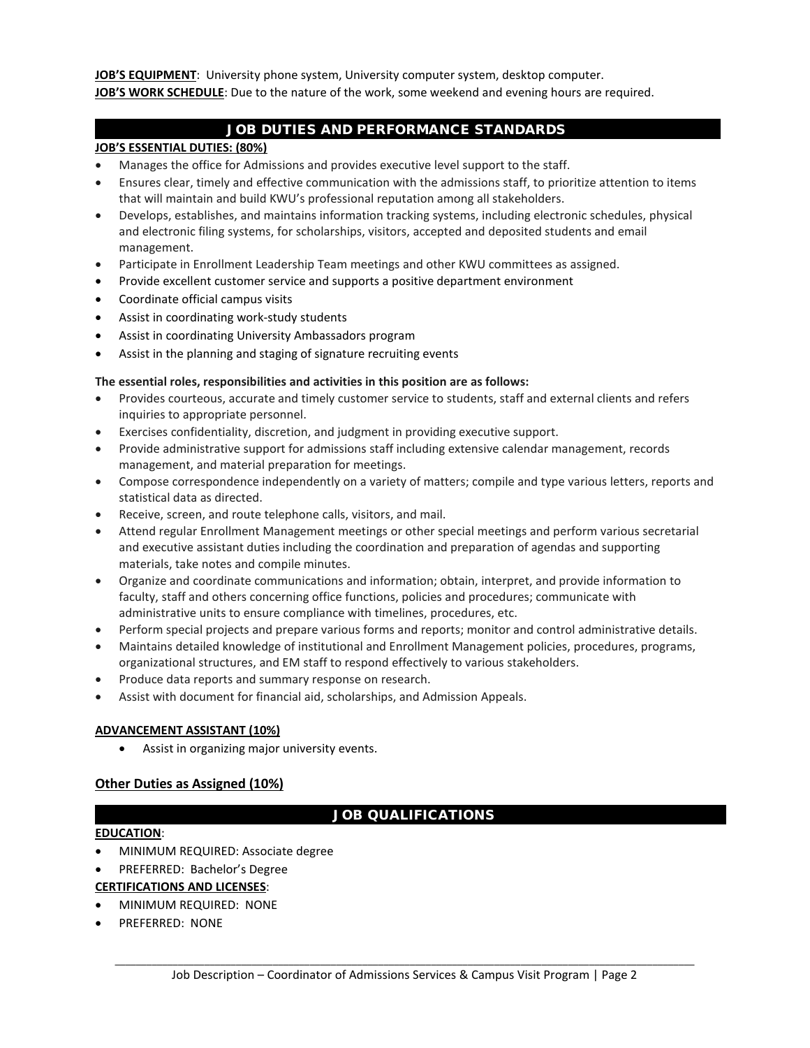**JOB'S EQUIPMENT**: University phone system, University computer system, desktop computer.
**JOB'S WORK SCHEDULE**: Due to the nature of the work, some weekend and evening hours are required.

## JOB DUTIES AND PERFORMANCE STANDARDS

**JOB'S ESSENTIAL DUTIES: (80%)**

- Manages the office for Admissions and provides executive level support to the staff.
- Ensures clear, timely and effective communication with the admissions staff, to prioritize attention to items that will maintain and build KWU's professional reputation among all stakeholders.
- Develops, establishes, and maintains information tracking systems, including electronic schedules, physical and electronic filing systems, for scholarships, visitors, accepted and deposited students and email management.
- Participate in Enrollment Leadership Team meetings and other KWU committees as assigned.
- Provide excellent customer service and supports a positive department environment
- Coordinate official campus visits
- Assist in coordinating work-study students
- Assist in coordinating University Ambassadors program
- Assist in the planning and staging of signature recruiting events

**The essential roles, responsibilities and activities in this position are as follows:**

- Provides courteous, accurate and timely customer service to students, staff and external clients and refers inquiries to appropriate personnel.
- Exercises confidentiality, discretion, and judgment in providing executive support.
- Provide administrative support for admissions staff including extensive calendar management, records management, and material preparation for meetings.
- Compose correspondence independently on a variety of matters; compile and type various letters, reports and statistical data as directed.
- Receive, screen, and route telephone calls, visitors, and mail.
- Attend regular Enrollment Management meetings or other special meetings and perform various secretarial and executive assistant duties including the coordination and preparation of agendas and supporting materials, take notes and compile minutes.
- Organize and coordinate communications and information; obtain, interpret, and provide information to faculty, staff and others concerning office functions, policies and procedures; communicate with administrative units to ensure compliance with timelines, procedures, etc.
- Perform special projects and prepare various forms and reports; monitor and control administrative details.
- Maintains detailed knowledge of institutional and Enrollment Management policies, procedures, programs, organizational structures, and EM staff to respond effectively to various stakeholders.
- Produce data reports and summary response on research.
- Assist with document for financial aid, scholarships, and Admission Appeals.

**ADVANCEMENT ASSISTANT (10%)**

- Assist in organizing major university events.

**Other Duties as Assigned (10%)**

## JOB QUALIFICATIONS

**EDUCATION**:

- MINIMUM REQUIRED: Associate degree
- PREFERRED: Bachelor's Degree

**CERTIFICATIONS AND LICENSES**:

- MINIMUM REQUIRED: NONE
- PREFERRED: NONE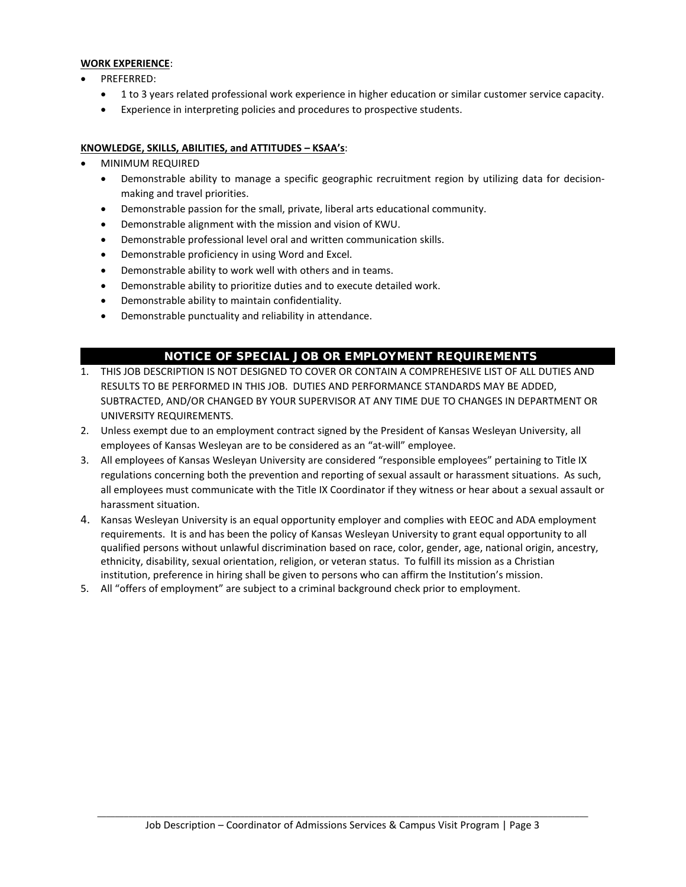**WORK EXPERIENCE**:

- PREFERRED:
  - 1 to 3 years related professional work experience in higher education or similar customer service capacity.
  - Experience in interpreting policies and procedures to prospective students.

**KNOWLEDGE, SKILLS, ABILITIES, and ATTITUDES – KSAA's**:

- MINIMUM REQUIRED
  - Demonstrable ability to manage a specific geographic recruitment region by utilizing data for decision-making and travel priorities.
  - Demonstrable passion for the small, private, liberal arts educational community.
  - Demonstrable alignment with the mission and vision of KWU.
  - Demonstrable professional level oral and written communication skills.
  - Demonstrable proficiency in using Word and Excel.
  - Demonstrable ability to work well with others and in teams.
  - Demonstrable ability to prioritize duties and to execute detailed work.
  - Demonstrable ability to maintain confidentiality.
  - Demonstrable punctuality and reliability in attendance.

## NOTICE OF SPECIAL JOB OR EMPLOYMENT REQUIREMENTS

1. THIS JOB DESCRIPTION IS NOT DESIGNED TO COVER OR CONTAIN A COMPREHESIVE LIST OF ALL DUTIES AND RESULTS TO BE PERFORMED IN THIS JOB. DUTIES AND PERFORMANCE STANDARDS MAY BE ADDED, SUBTRACTED, AND/OR CHANGED BY YOUR SUPERVISOR AT ANY TIME DUE TO CHANGES IN DEPARTMENT OR UNIVERSITY REQUIREMENTS.
2. Unless exempt due to an employment contract signed by the President of Kansas Wesleyan University, all employees of Kansas Wesleyan are to be considered as an "at-will" employee.
3. All employees of Kansas Wesleyan University are considered "responsible employees" pertaining to Title IX regulations concerning both the prevention and reporting of sexual assault or harassment situations. As such, all employees must communicate with the Title IX Coordinator if they witness or hear about a sexual assault or harassment situation.
4. Kansas Wesleyan University is an equal opportunity employer and complies with EEOC and ADA employment requirements. It is and has been the policy of Kansas Wesleyan University to grant equal opportunity to all qualified persons without unlawful discrimination based on race, color, gender, age, national origin, ancestry, ethnicity, disability, sexual orientation, religion, or veteran status. To fulfill its mission as a Christian institution, preference in hiring shall be given to persons who can affirm the Institution's mission.
5. All "offers of employment" are subject to a criminal background check prior to employment.